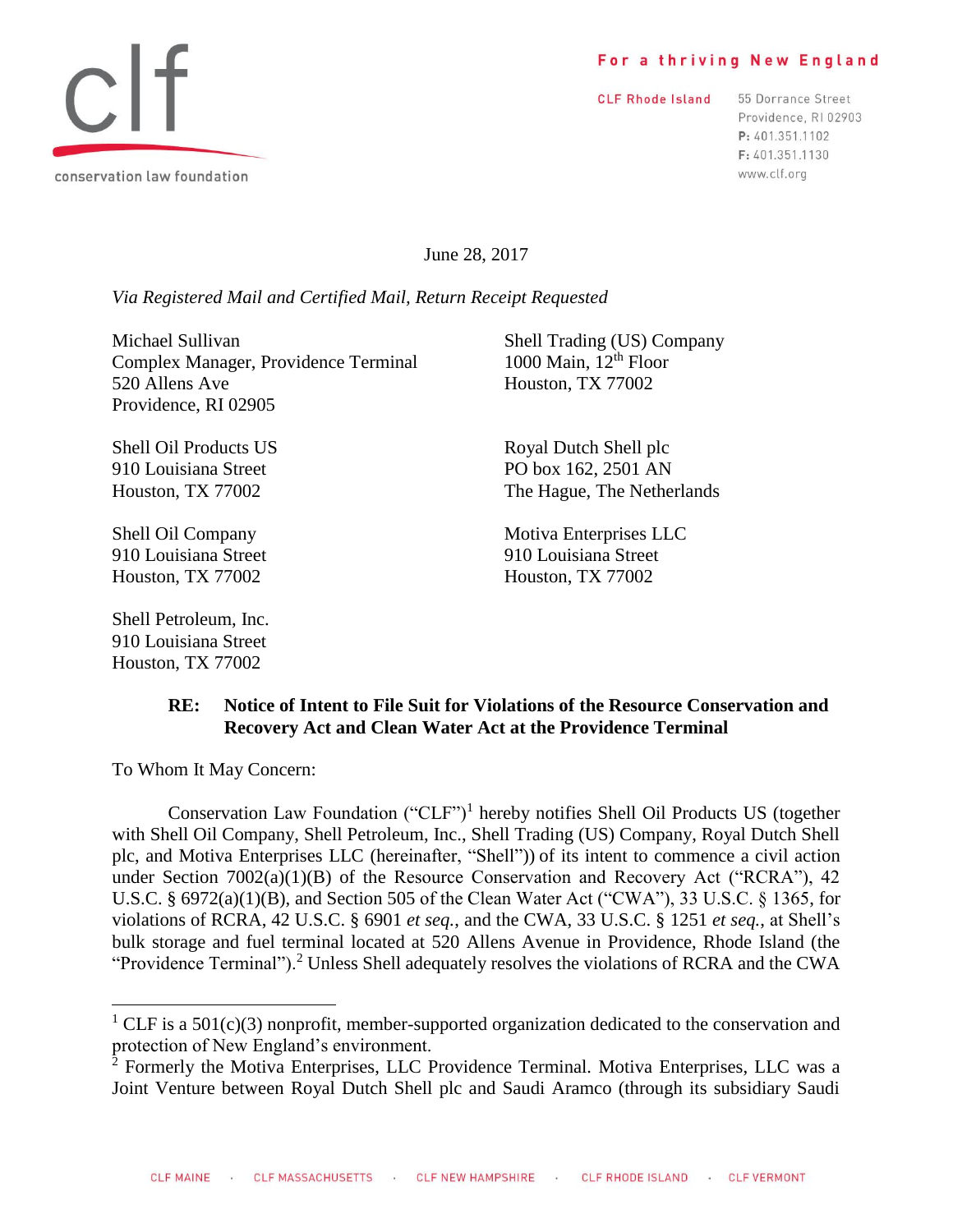clf

conservation law foundation

**For a thriving New England**

CLF Rhode Island

55 Dorrance Street
Providence, RI 02903
P: 401.351.1102
F: 401.351.1130
www.clf.org

June 28, 2017

*Via Registered Mail and Certified Mail, Return Receipt Requested*

Michael Sullivan
Complex Manager, Providence Terminal
520 Allens Ave
Providence, RI 02905

Shell Trading (US) Company
1000 Main, 12th Floor
Houston, TX 77002

Shell Oil Products US
910 Louisiana Street
Houston, TX 77002

Royal Dutch Shell plc
PO box 162, 2501 AN
The Hague, The Netherlands

Shell Oil Company
910 Louisiana Street
Houston, TX 77002

Motiva Enterprises LLC
910 Louisiana Street
Houston, TX 77002

Shell Petroleum, Inc.
910 Louisiana Street
Houston, TX 77002

**RE: Notice of Intent to File Suit for Violations of the Resource Conservation and Recovery Act and Clean Water Act at the Providence Terminal**

To Whom It May Concern:

Conservation Law Foundation ("CLF")[1] hereby notifies Shell Oil Products US (together with Shell Oil Company, Shell Petroleum, Inc., Shell Trading (US) Company, Royal Dutch Shell plc, and Motiva Enterprises LLC (hereinafter, "Shell")) of its intent to commence a civil action under Section 7002(a)(1)(B) of the Resource Conservation and Recovery Act ("RCRA"), 42 U.S.C. § 6972(a)(1)(B), and Section 505 of the Clean Water Act ("CWA"), 33 U.S.C. § 1365, for violations of RCRA, 42 U.S.C. § 6901 *et seq.*, and the CWA, 33 U.S.C. § 1251 *et seq.*, at Shell's bulk storage and fuel terminal located at 520 Allens Avenue in Providence, Rhode Island (the "Providence Terminal").[2] Unless Shell adequately resolves the violations of RCRA and the CWA

[1] CLF is a 501(c)(3) nonprofit, member-supported organization dedicated to the conservation and protection of New England's environment.

[2] Formerly the Motiva Enterprises, LLC Providence Terminal. Motiva Enterprises, LLC was a Joint Venture between Royal Dutch Shell plc and Saudi Aramco (through its subsidiary Saudi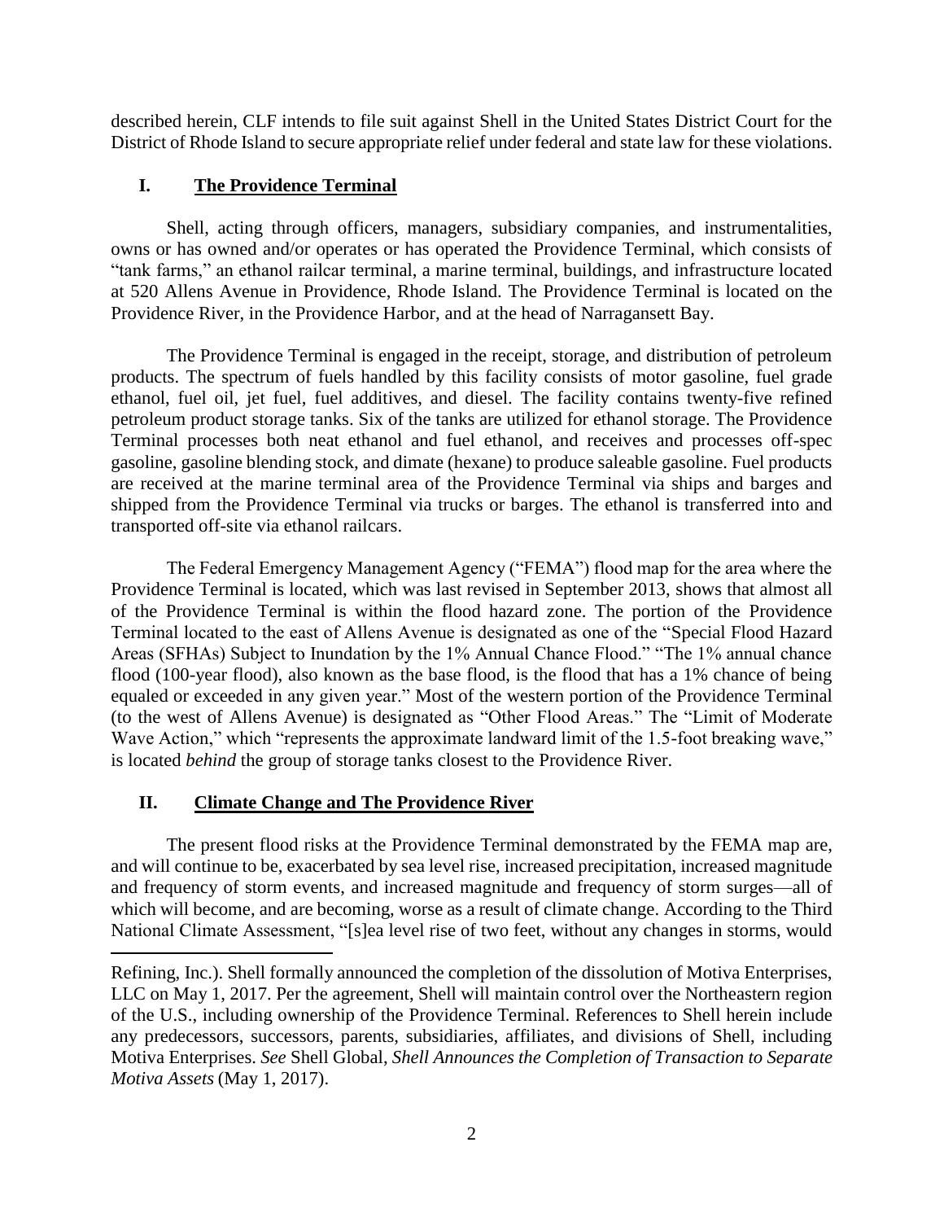described herein, CLF intends to file suit against Shell in the United States District Court for the District of Rhode Island to secure appropriate relief under federal and state law for these violations.

## I. **The Providence Terminal**

Shell, acting through officers, managers, subsidiary companies, and instrumentalities, owns or has owned and/or operates or has operated the Providence Terminal, which consists of "tank farms," an ethanol railcar terminal, a marine terminal, buildings, and infrastructure located at 520 Allens Avenue in Providence, Rhode Island. The Providence Terminal is located on the Providence River, in the Providence Harbor, and at the head of Narragansett Bay.

The Providence Terminal is engaged in the receipt, storage, and distribution of petroleum products. The spectrum of fuels handled by this facility consists of motor gasoline, fuel grade ethanol, fuel oil, jet fuel, fuel additives, and diesel. The facility contains twenty-five refined petroleum product storage tanks. Six of the tanks are utilized for ethanol storage. The Providence Terminal processes both neat ethanol and fuel ethanol, and receives and processes off-spec gasoline, gasoline blending stock, and dimate (hexane) to produce saleable gasoline. Fuel products are received at the marine terminal area of the Providence Terminal via ships and barges and shipped from the Providence Terminal via trucks or barges. The ethanol is transferred into and transported off-site via ethanol railcars.

The Federal Emergency Management Agency ("FEMA") flood map for the area where the Providence Terminal is located, which was last revised in September 2013, shows that almost all of the Providence Terminal is within the flood hazard zone. The portion of the Providence Terminal located to the east of Allens Avenue is designated as one of the "Special Flood Hazard Areas (SFHAs) Subject to Inundation by the 1% Annual Chance Flood." "The 1% annual chance flood (100-year flood), also known as the base flood, is the flood that has a 1% chance of being equaled or exceeded in any given year." Most of the western portion of the Providence Terminal (to the west of Allens Avenue) is designated as "Other Flood Areas." The "Limit of Moderate Wave Action," which "represents the approximate landward limit of the 1.5-foot breaking wave," is located *behind* the group of storage tanks closest to the Providence River.

## II. **Climate Change and The Providence River**

The present flood risks at the Providence Terminal demonstrated by the FEMA map are, and will continue to be, exacerbated by sea level rise, increased precipitation, increased magnitude and frequency of storm events, and increased magnitude and frequency of storm surges—all of which will become, and are becoming, worse as a result of climate change. According to the Third National Climate Assessment, "[s]ea level rise of two feet, without any changes in storms, would

---

Refining, Inc.). Shell formally announced the completion of the dissolution of Motiva Enterprises, LLC on May 1, 2017. Per the agreement, Shell will maintain control over the Northeastern region of the U.S., including ownership of the Providence Terminal. References to Shell herein include any predecessors, successors, parents, subsidiaries, affiliates, and divisions of Shell, including Motiva Enterprises. *See* Shell Global, *Shell Announces the Completion of Transaction to Separate Motiva Assets* (May 1, 2017).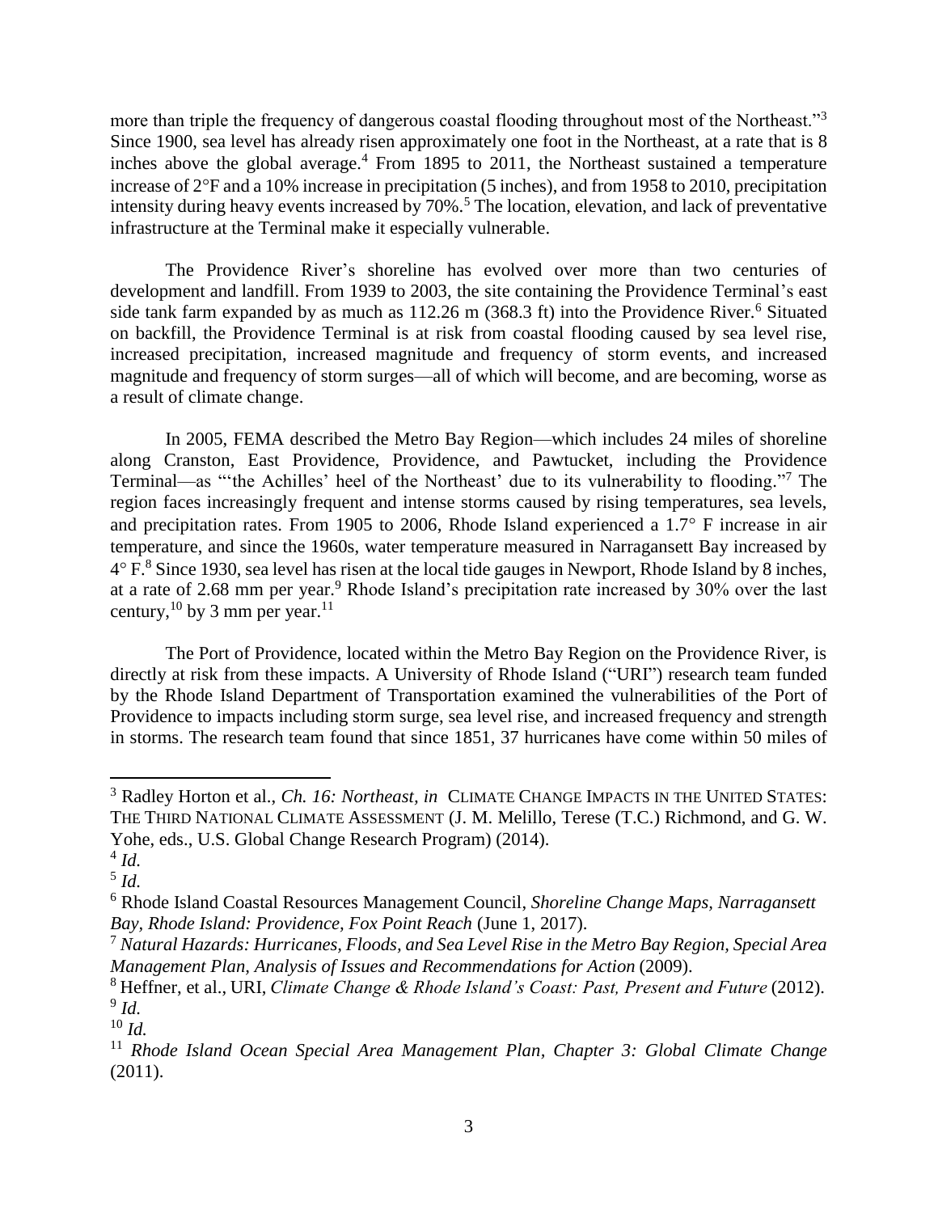more than triple the frequency of dangerous coastal flooding throughout most of the Northeast."[3] Since 1900, sea level has already risen approximately one foot in the Northeast, at a rate that is 8 inches above the global average.[4] From 1895 to 2011, the Northeast sustained a temperature increase of 2°F and a 10% increase in precipitation (5 inches), and from 1958 to 2010, precipitation intensity during heavy events increased by 70%.[5] The location, elevation, and lack of preventative infrastructure at the Terminal make it especially vulnerable.

The Providence River's shoreline has evolved over more than two centuries of development and landfill. From 1939 to 2003, the site containing the Providence Terminal's east side tank farm expanded by as much as 112.26 m (368.3 ft) into the Providence River.[6] Situated on backfill, the Providence Terminal is at risk from coastal flooding caused by sea level rise, increased precipitation, increased magnitude and frequency of storm events, and increased magnitude and frequency of storm surges—all of which will become, and are becoming, worse as a result of climate change.

In 2005, FEMA described the Metro Bay Region—which includes 24 miles of shoreline along Cranston, East Providence, Providence, and Pawtucket, including the Providence Terminal—as "'the Achilles' heel of the Northeast' due to its vulnerability to flooding."[7] The region faces increasingly frequent and intense storms caused by rising temperatures, sea levels, and precipitation rates. From 1905 to 2006, Rhode Island experienced a 1.7° F increase in air temperature, and since the 1960s, water temperature measured in Narragansett Bay increased by 4° F.[8] Since 1930, sea level has risen at the local tide gauges in Newport, Rhode Island by 8 inches, at a rate of 2.68 mm per year.[9] Rhode Island's precipitation rate increased by 30% over the last century,[10] by 3 mm per year.[11]

The Port of Providence, located within the Metro Bay Region on the Providence River, is directly at risk from these impacts. A University of Rhode Island ("URI") research team funded by the Rhode Island Department of Transportation examined the vulnerabilities of the Port of Providence to impacts including storm surge, sea level rise, and increased frequency and strength in storms. The research team found that since 1851, 37 hurricanes have come within 50 miles of

---

[3] Radley Horton et al., *Ch. 16: Northeast*, *in* CLIMATE CHANGE IMPACTS IN THE UNITED STATES: THE THIRD NATIONAL CLIMATE ASSESSMENT (J. M. Melillo, Terese (T.C.) Richmond, and G. W. Yohe, eds., U.S. Global Change Research Program) (2014).

[4] *Id.*

[5] *Id.*

[6] Rhode Island Coastal Resources Management Council, *Shoreline Change Maps, Narragansett Bay, Rhode Island: Providence, Fox Point Reach* (June 1, 2017).

[7] *Natural Hazards: Hurricanes, Floods, and Sea Level Rise in the Metro Bay Region, Special Area Management Plan, Analysis of Issues and Recommendations for Action* (2009).

[8] Heffner, et al., URI, *Climate Change & Rhode Island's Coast: Past, Present and Future* (2012).

[9] *Id.*

[10] *Id.*

[11] *Rhode Island Ocean Special Area Management Plan, Chapter 3: Global Climate Change* (2011).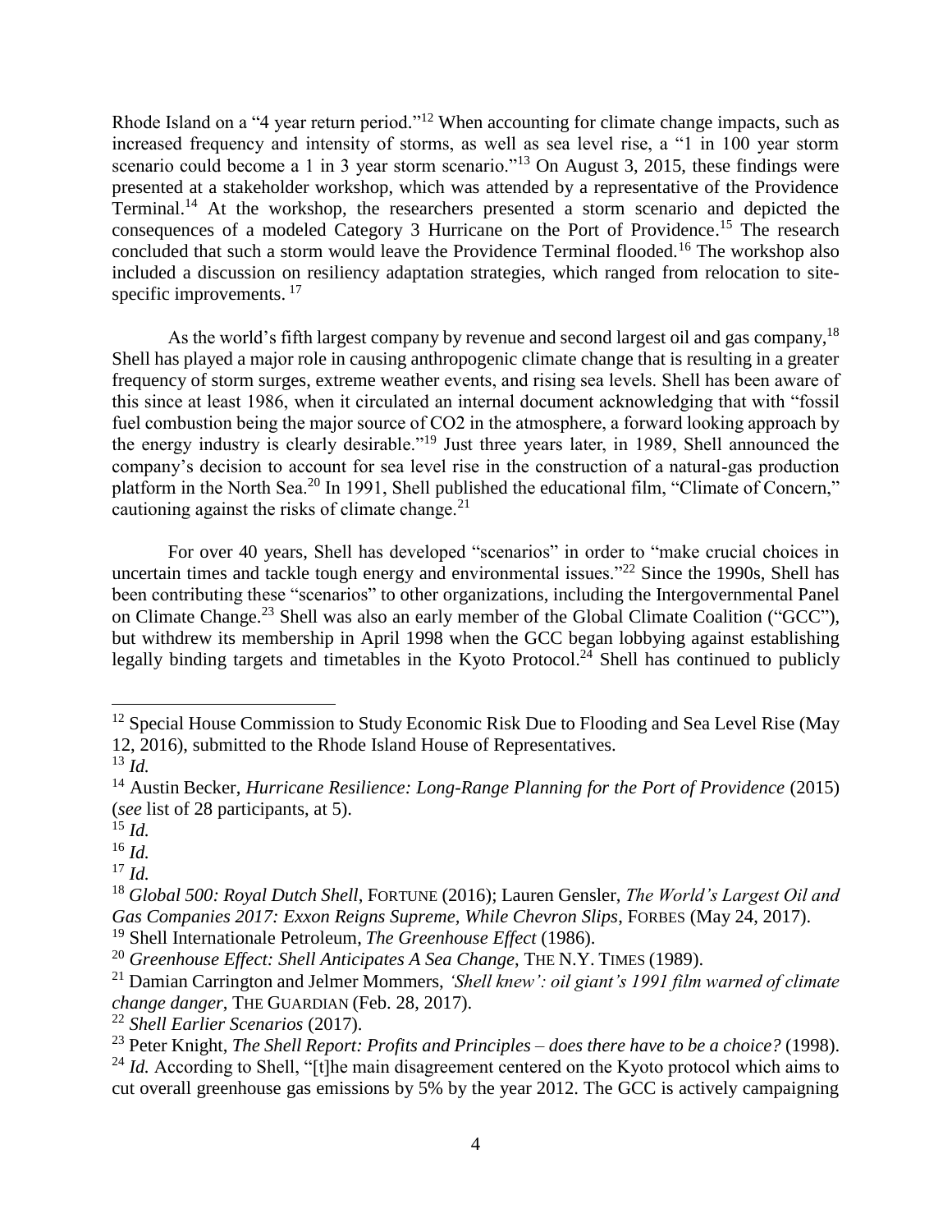Rhode Island on a "4 year return period."[12] When accounting for climate change impacts, such as increased frequency and intensity of storms, as well as sea level rise, a "1 in 100 year storm scenario could become a 1 in 3 year storm scenario."[13] On August 3, 2015, these findings were presented at a stakeholder workshop, which was attended by a representative of the Providence Terminal.[14] At the workshop, the researchers presented a storm scenario and depicted the consequences of a modeled Category 3 Hurricane on the Port of Providence.[15] The research concluded that such a storm would leave the Providence Terminal flooded.[16] The workshop also included a discussion on resiliency adaptation strategies, which ranged from relocation to site-specific improvements.[17]

As the world's fifth largest company by revenue and second largest oil and gas company,[18] Shell has played a major role in causing anthropogenic climate change that is resulting in a greater frequency of storm surges, extreme weather events, and rising sea levels. Shell has been aware of this since at least 1986, when it circulated an internal document acknowledging that with "fossil fuel combustion being the major source of CO2 in the atmosphere, a forward looking approach by the energy industry is clearly desirable."[19] Just three years later, in 1989, Shell announced the company's decision to account for sea level rise in the construction of a natural-gas production platform in the North Sea.[20] In 1991, Shell published the educational film, "Climate of Concern," cautioning against the risks of climate change.[21]

For over 40 years, Shell has developed "scenarios" in order to "make crucial choices in uncertain times and tackle tough energy and environmental issues."[22] Since the 1990s, Shell has been contributing these "scenarios" to other organizations, including the Intergovernmental Panel on Climate Change.[23] Shell was also an early member of the Global Climate Coalition ("GCC"), but withdrew its membership in April 1998 when the GCC began lobbying against establishing legally binding targets and timetables in the Kyoto Protocol.[24] Shell has continued to publicly

---

[12] Special House Commission to Study Economic Risk Due to Flooding and Sea Level Rise (May 12, 2016), submitted to the Rhode Island House of Representatives.

[13] *Id.*

[14] Austin Becker, *Hurricane Resilience: Long-Range Planning for the Port of Providence* (2015) (*see* list of 28 participants, at 5).

[15] *Id.*

[16] *Id.*

[17] *Id.*

[18] *Global 500: Royal Dutch Shell*, FORTUNE (2016); Lauren Gensler, *The World's Largest Oil and Gas Companies 2017: Exxon Reigns Supreme, While Chevron Slips*, FORBES (May 24, 2017).

[19] Shell Internationale Petroleum, *The Greenhouse Effect* (1986).

[20] *Greenhouse Effect: Shell Anticipates A Sea Change*, THE N.Y. TIMES (1989).

[21] Damian Carrington and Jelmer Mommers, *'Shell knew': oil giant's 1991 film warned of climate change danger*, THE GUARDIAN (Feb. 28, 2017).

[22] *Shell Earlier Scenarios* (2017).

[23] Peter Knight, *The Shell Report: Profits and Principles – does there have to be a choice?* (1998).

[24] *Id.* According to Shell, "[t]he main disagreement centered on the Kyoto protocol which aims to cut overall greenhouse gas emissions by 5% by the year 2012. The GCC is actively campaigning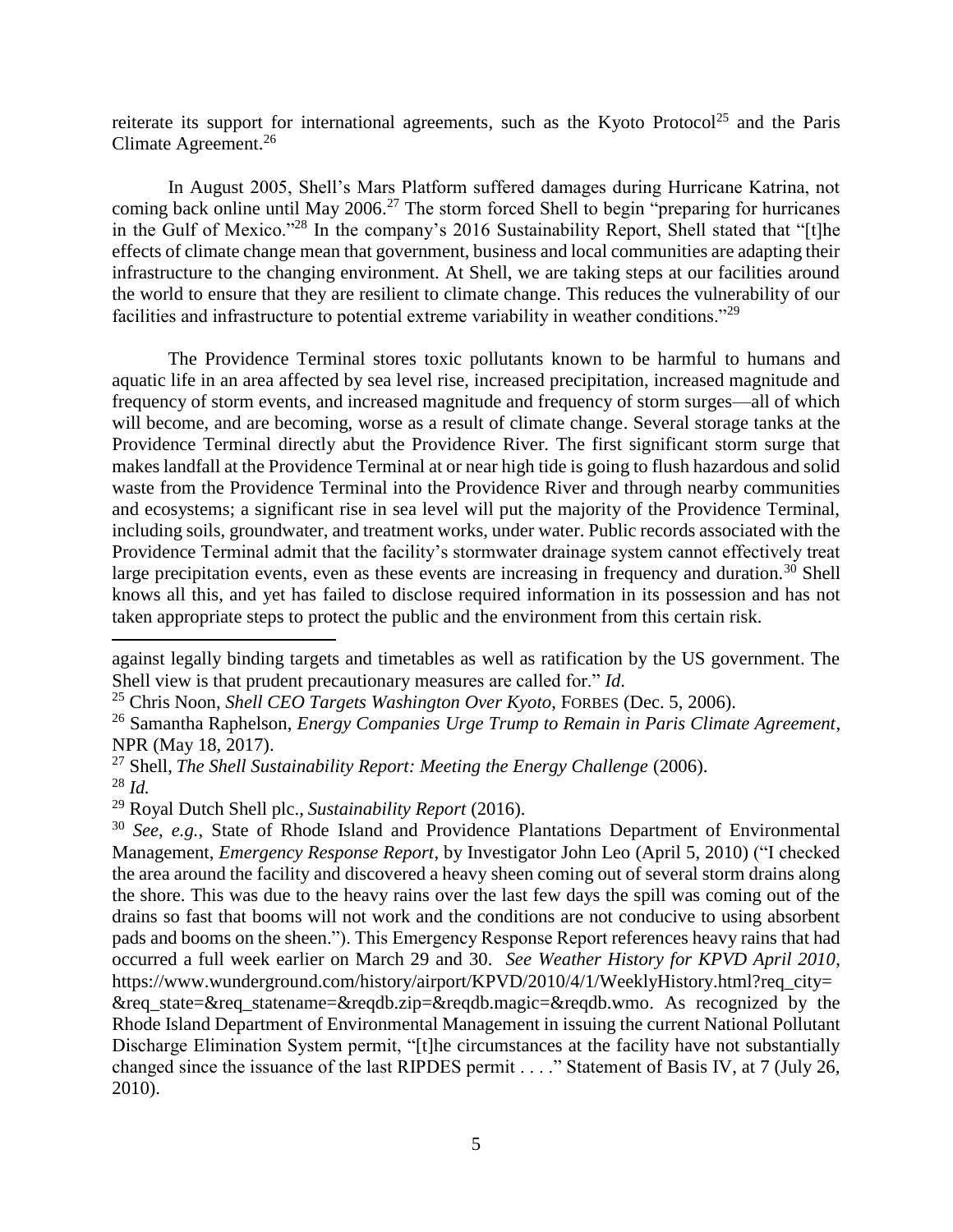reiterate its support for international agreements, such as the Kyoto Protocol[25] and the Paris Climate Agreement.[26]

In August 2005, Shell's Mars Platform suffered damages during Hurricane Katrina, not coming back online until May 2006.[27] The storm forced Shell to begin "preparing for hurricanes in the Gulf of Mexico."[28] In the company's 2016 Sustainability Report, Shell stated that "[t]he effects of climate change mean that government, business and local communities are adapting their infrastructure to the changing environment. At Shell, we are taking steps at our facilities around the world to ensure that they are resilient to climate change. This reduces the vulnerability of our facilities and infrastructure to potential extreme variability in weather conditions."[29]

The Providence Terminal stores toxic pollutants known to be harmful to humans and aquatic life in an area affected by sea level rise, increased precipitation, increased magnitude and frequency of storm events, and increased magnitude and frequency of storm surges—all of which will become, and are becoming, worse as a result of climate change. Several storage tanks at the Providence Terminal directly abut the Providence River. The first significant storm surge that makes landfall at the Providence Terminal at or near high tide is going to flush hazardous and solid waste from the Providence Terminal into the Providence River and through nearby communities and ecosystems; a significant rise in sea level will put the majority of the Providence Terminal, including soils, groundwater, and treatment works, under water. Public records associated with the Providence Terminal admit that the facility's stormwater drainage system cannot effectively treat large precipitation events, even as these events are increasing in frequency and duration.[30] Shell knows all this, and yet has failed to disclose required information in its possession and has not taken appropriate steps to protect the public and the environment from this certain risk.

---

against legally binding targets and timetables as well as ratification by the US government. The Shell view is that prudent precautionary measures are called for." *Id*.

[25] Chris Noon, *Shell CEO Targets Washington Over Kyoto*, FORBES (Dec. 5, 2006).

[26] Samantha Raphelson, *Energy Companies Urge Trump to Remain in Paris Climate Agreement*, NPR (May 18, 2017).

[27] Shell, *The Shell Sustainability Report: Meeting the Energy Challenge* (2006).

[28] *Id.*

[29] Royal Dutch Shell plc., *Sustainability Report* (2016).

[30] *See, e.g.*, State of Rhode Island and Providence Plantations Department of Environmental Management, *Emergency Response Report*, by Investigator John Leo (April 5, 2010) ("I checked the area around the facility and discovered a heavy sheen coming out of several storm drains along the shore. This was due to the heavy rains over the last few days the spill was coming out of the drains so fast that booms will not work and the conditions are not conducive to using absorbent pads and booms on the sheen."). This Emergency Response Report references heavy rains that had occurred a full week earlier on March 29 and 30. *See Weather History for KPVD April 2010*, https://www.wunderground.com/history/airport/KPVD/2010/4/1/WeeklyHistory.html?req_city=&req_state=&req_statename=&reqdb.zip=&reqdb.magic=&reqdb.wmo. As recognized by the Rhode Island Department of Environmental Management in issuing the current National Pollutant Discharge Elimination System permit, "[t]he circumstances at the facility have not substantially changed since the issuance of the last RIPDES permit . . . ." Statement of Basis IV, at 7 (July 26, 2010).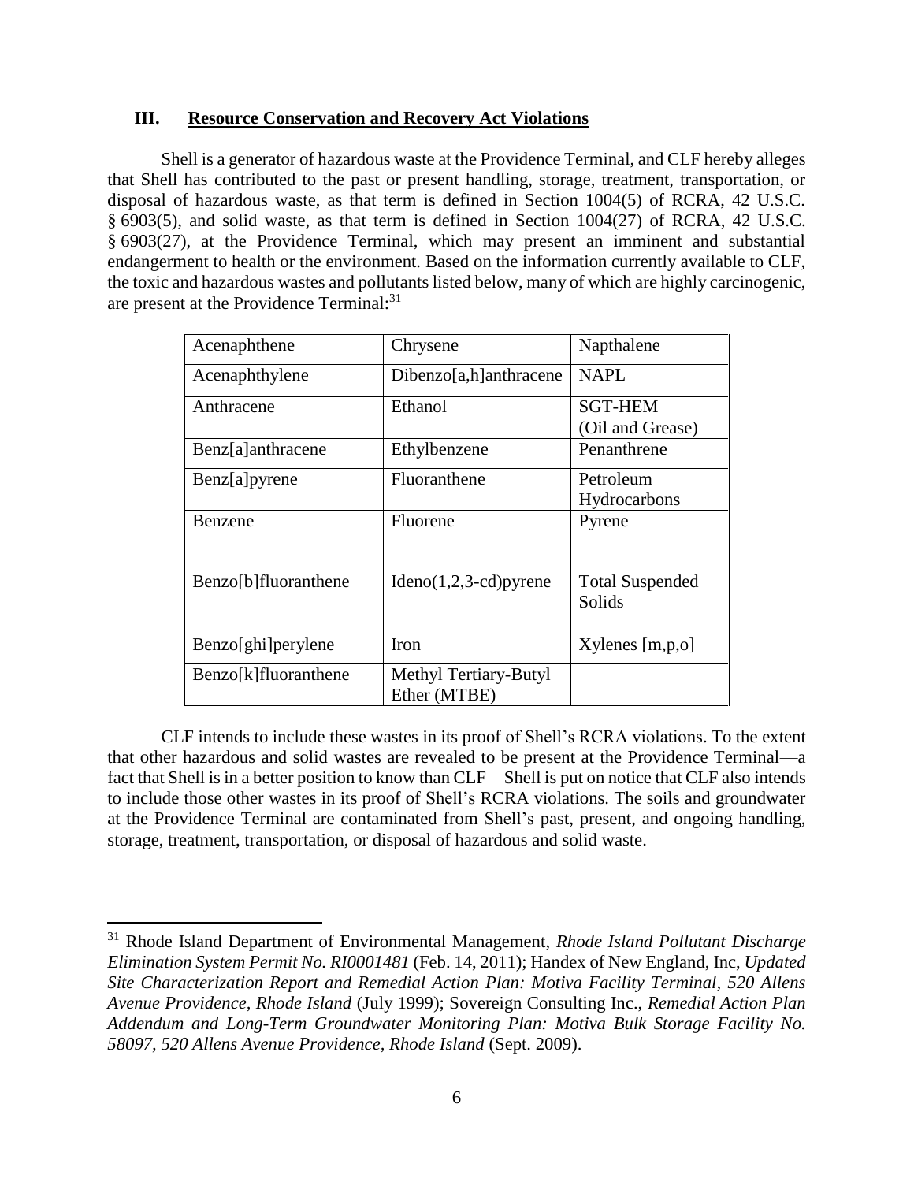## III. Resource Conservation and Recovery Act Violations

Shell is a generator of hazardous waste at the Providence Terminal, and CLF hereby alleges that Shell has contributed to the past or present handling, storage, treatment, transportation, or disposal of hazardous waste, as that term is defined in Section 1004(5) of RCRA, 42 U.S.C. § 6903(5), and solid waste, as that term is defined in Section 1004(27) of RCRA, 42 U.S.C. § 6903(27), at the Providence Terminal, which may present an imminent and substantial endangerment to health or the environment. Based on the information currently available to CLF, the toxic and hazardous wastes and pollutants listed below, many of which are highly carcinogenic, are present at the Providence Terminal:[31]

| | | |
|---|---|---|
| Acenaphthene | Chrysene | Napthalene |
| Acenaphthylene | Dibenzo[a,h]anthracene | NAPL |
| Anthracene | Ethanol | SGT-HEM (Oil and Grease) |
| Benz[a]anthracene | Ethylbenzene | Penanthrene |
| Benz[a]pyrene | Fluoranthene | Petroleum Hydrocarbons |
| Benzene | Fluorene | Pyrene |
| Benzo[b]fluoranthene | Ideno(1,2,3-cd)pyrene | Total Suspended Solids |
| Benzo[ghi]perylene | Iron | Xylenes [m,p,o] |
| Benzo[k]fluoranthene | Methyl Tertiary-Butyl Ether (MTBE) | |

CLF intends to include these wastes in its proof of Shell's RCRA violations. To the extent that other hazardous and solid wastes are revealed to be present at the Providence Terminal—a fact that Shell is in a better position to know than CLF—Shell is put on notice that CLF also intends to include those other wastes in its proof of Shell's RCRA violations. The soils and groundwater at the Providence Terminal are contaminated from Shell's past, present, and ongoing handling, storage, treatment, transportation, or disposal of hazardous and solid waste.

---

[31] Rhode Island Department of Environmental Management, *Rhode Island Pollutant Discharge Elimination System Permit No. RI0001481* (Feb. 14, 2011); Handex of New England, Inc, *Updated Site Characterization Report and Remedial Action Plan: Motiva Facility Terminal, 520 Allens Avenue Providence, Rhode Island* (July 1999); Sovereign Consulting Inc., *Remedial Action Plan Addendum and Long-Term Groundwater Monitoring Plan: Motiva Bulk Storage Facility No. 58097, 520 Allens Avenue Providence, Rhode Island* (Sept. 2009).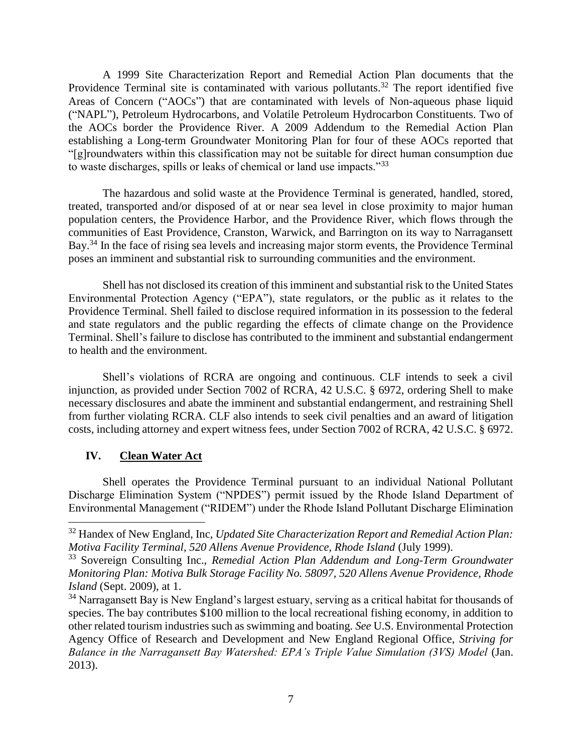A 1999 Site Characterization Report and Remedial Action Plan documents that the Providence Terminal site is contaminated with various pollutants.[32] The report identified five Areas of Concern ("AOCs") that are contaminated with levels of Non-aqueous phase liquid ("NAPL"), Petroleum Hydrocarbons, and Volatile Petroleum Hydrocarbon Constituents. Two of the AOCs border the Providence River. A 2009 Addendum to the Remedial Action Plan establishing a Long-term Groundwater Monitoring Plan for four of these AOCs reported that "[g]roundwaters within this classification may not be suitable for direct human consumption due to waste discharges, spills or leaks of chemical or land use impacts."[33]

The hazardous and solid waste at the Providence Terminal is generated, handled, stored, treated, transported and/or disposed of at or near sea level in close proximity to major human population centers, the Providence Harbor, and the Providence River, which flows through the communities of East Providence, Cranston, Warwick, and Barrington on its way to Narragansett Bay.[34] In the face of rising sea levels and increasing major storm events, the Providence Terminal poses an imminent and substantial risk to surrounding communities and the environment.

Shell has not disclosed its creation of this imminent and substantial risk to the United States Environmental Protection Agency ("EPA"), state regulators, or the public as it relates to the Providence Terminal. Shell failed to disclose required information in its possession to the federal and state regulators and the public regarding the effects of climate change on the Providence Terminal. Shell's failure to disclose has contributed to the imminent and substantial endangerment to health and the environment.

Shell's violations of RCRA are ongoing and continuous. CLF intends to seek a civil injunction, as provided under Section 7002 of RCRA, 42 U.S.C. § 6972, ordering Shell to make necessary disclosures and abate the imminent and substantial endangerment, and restraining Shell from further violating RCRA. CLF also intends to seek civil penalties and an award of litigation costs, including attorney and expert witness fees, under Section 7002 of RCRA, 42 U.S.C. § 6972.

## IV. Clean Water Act

Shell operates the Providence Terminal pursuant to an individual National Pollutant Discharge Elimination System ("NPDES") permit issued by the Rhode Island Department of Environmental Management ("RIDEM") under the Rhode Island Pollutant Discharge Elimination

---

[32] Handex of New England, Inc, *Updated Site Characterization Report and Remedial Action Plan: Motiva Facility Terminal, 520 Allens Avenue Providence, Rhode Island* (July 1999).

[33] Sovereign Consulting Inc., *Remedial Action Plan Addendum and Long-Term Groundwater Monitoring Plan: Motiva Bulk Storage Facility No. 58097, 520 Allens Avenue Providence, Rhode Island* (Sept. 2009), at 1.

[34] Narragansett Bay is New England's largest estuary, serving as a critical habitat for thousands of species. The bay contributes $100 million to the local recreational fishing economy, in addition to other related tourism industries such as swimming and boating. *See* U.S. Environmental Protection Agency Office of Research and Development and New England Regional Office, *Striving for Balance in the Narragansett Bay Watershed: EPA's Triple Value Simulation (3VS) Model* (Jan. 2013).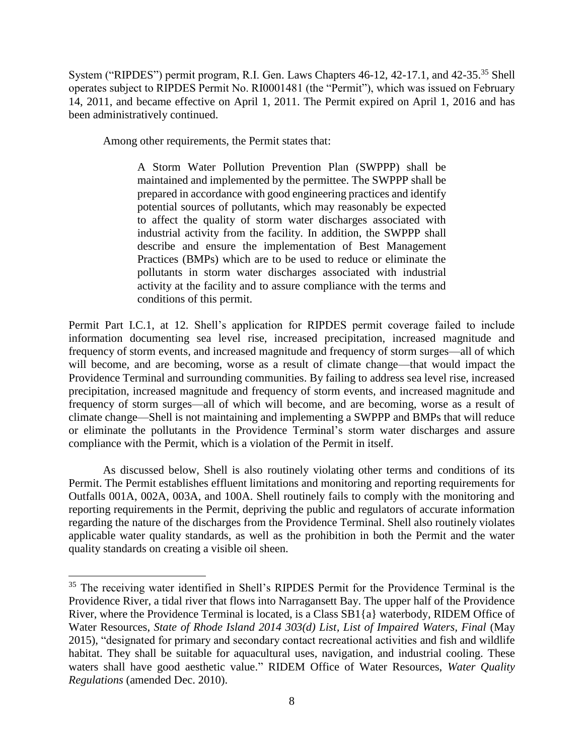System ("RIPDES") permit program, R.I. Gen. Laws Chapters 46-12, 42-17.1, and 42-35.[35] Shell operates subject to RIPDES Permit No. RI0001481 (the "Permit"), which was issued on February 14, 2011, and became effective on April 1, 2011. The Permit expired on April 1, 2016 and has been administratively continued.

Among other requirements, the Permit states that:

> A Storm Water Pollution Prevention Plan (SWPPP) shall be maintained and implemented by the permittee. The SWPPP shall be prepared in accordance with good engineering practices and identify potential sources of pollutants, which may reasonably be expected to affect the quality of storm water discharges associated with industrial activity from the facility. In addition, the SWPPP shall describe and ensure the implementation of Best Management Practices (BMPs) which are to be used to reduce or eliminate the pollutants in storm water discharges associated with industrial activity at the facility and to assure compliance with the terms and conditions of this permit.

Permit Part I.C.1, at 12. Shell's application for RIPDES permit coverage failed to include information documenting sea level rise, increased precipitation, increased magnitude and frequency of storm events, and increased magnitude and frequency of storm surges—all of which will become, and are becoming, worse as a result of climate change—that would impact the Providence Terminal and surrounding communities. By failing to address sea level rise, increased precipitation, increased magnitude and frequency of storm events, and increased magnitude and frequency of storm surges—all of which will become, and are becoming, worse as a result of climate change—Shell is not maintaining and implementing a SWPPP and BMPs that will reduce or eliminate the pollutants in the Providence Terminal's storm water discharges and assure compliance with the Permit, which is a violation of the Permit in itself.

As discussed below, Shell is also routinely violating other terms and conditions of its Permit. The Permit establishes effluent limitations and monitoring and reporting requirements for Outfalls 001A, 002A, 003A, and 100A. Shell routinely fails to comply with the monitoring and reporting requirements in the Permit, depriving the public and regulators of accurate information regarding the nature of the discharges from the Providence Terminal. Shell also routinely violates applicable water quality standards, as well as the prohibition in both the Permit and the water quality standards on creating a visible oil sheen.

---

[35] The receiving water identified in Shell's RIPDES Permit for the Providence Terminal is the Providence River, a tidal river that flows into Narragansett Bay. The upper half of the Providence River, where the Providence Terminal is located, is a Class SB1{a} waterbody, RIDEM Office of Water Resources, *State of Rhode Island 2014 303(d) List, List of Impaired Waters, Final* (May 2015), "designated for primary and secondary contact recreational activities and fish and wildlife habitat. They shall be suitable for aquacultural uses, navigation, and industrial cooling. These waters shall have good aesthetic value." RIDEM Office of Water Resources, *Water Quality Regulations* (amended Dec. 2010).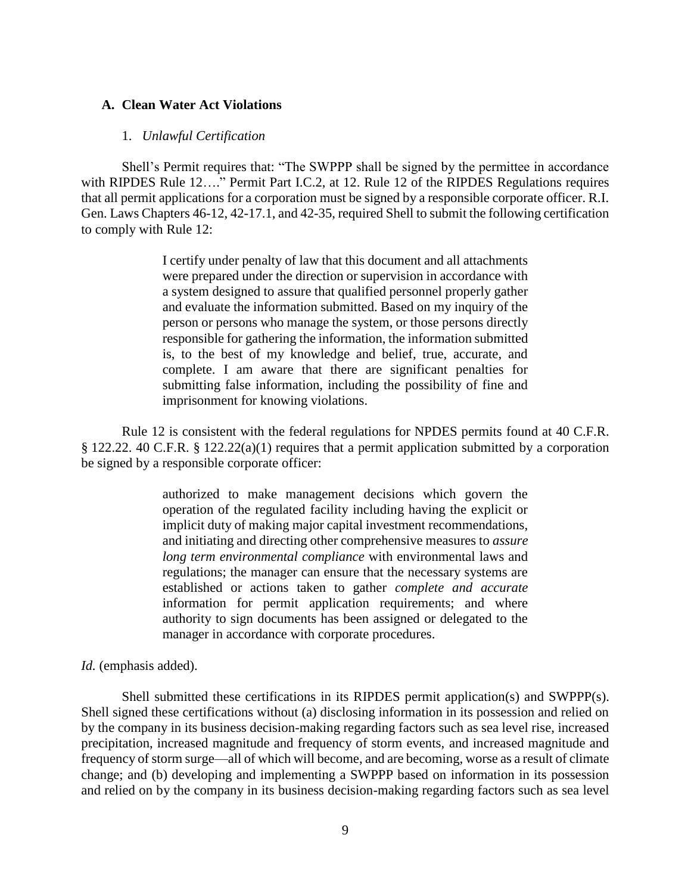### A. Clean Water Act Violations

#### 1. *Unlawful Certification*

Shell's Permit requires that: "The SWPPP shall be signed by the permittee in accordance with RIPDES Rule 12…." Permit Part I.C.2, at 12. Rule 12 of the RIPDES Regulations requires that all permit applications for a corporation must be signed by a responsible corporate officer. R.I. Gen. Laws Chapters 46-12, 42-17.1, and 42-35, required Shell to submit the following certification to comply with Rule 12:

> I certify under penalty of law that this document and all attachments were prepared under the direction or supervision in accordance with a system designed to assure that qualified personnel properly gather and evaluate the information submitted. Based on my inquiry of the person or persons who manage the system, or those persons directly responsible for gathering the information, the information submitted is, to the best of my knowledge and belief, true, accurate, and complete. I am aware that there are significant penalties for submitting false information, including the possibility of fine and imprisonment for knowing violations.

Rule 12 is consistent with the federal regulations for NPDES permits found at 40 C.F.R. § 122.22. 40 C.F.R. § 122.22(a)(1) requires that a permit application submitted by a corporation be signed by a responsible corporate officer:

> authorized to make management decisions which govern the operation of the regulated facility including having the explicit or implicit duty of making major capital investment recommendations, and initiating and directing other comprehensive measures to *assure long term environmental compliance* with environmental laws and regulations; the manager can ensure that the necessary systems are established or actions taken to gather *complete and accurate* information for permit application requirements; and where authority to sign documents has been assigned or delegated to the manager in accordance with corporate procedures.

*Id.* (emphasis added).

Shell submitted these certifications in its RIPDES permit application(s) and SWPPP(s). Shell signed these certifications without (a) disclosing information in its possession and relied on by the company in its business decision-making regarding factors such as sea level rise, increased precipitation, increased magnitude and frequency of storm events, and increased magnitude and frequency of storm surge—all of which will become, and are becoming, worse as a result of climate change; and (b) developing and implementing a SWPPP based on information in its possession and relied on by the company in its business decision-making regarding factors such as sea level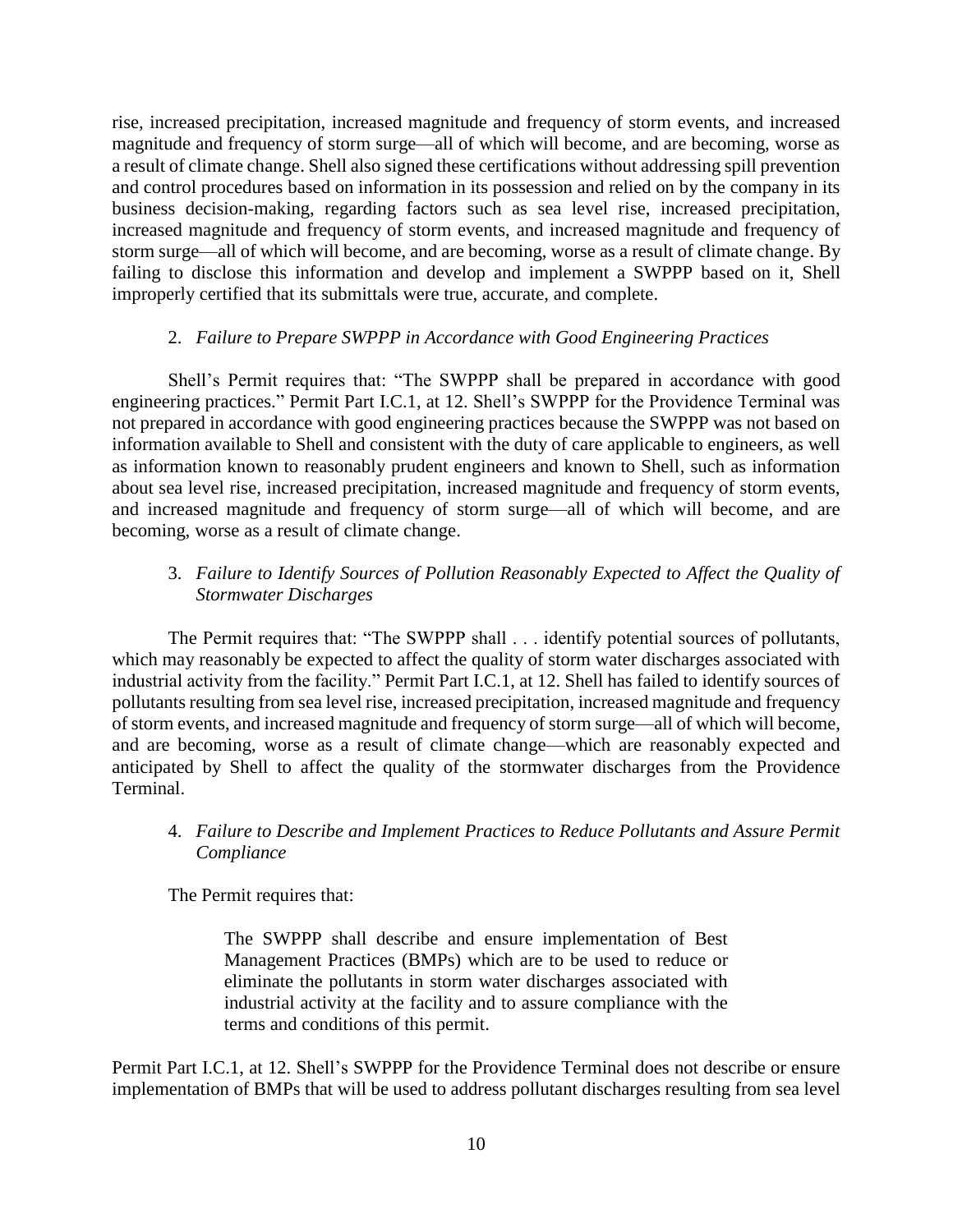rise, increased precipitation, increased magnitude and frequency of storm events, and increased magnitude and frequency of storm surge—all of which will become, and are becoming, worse as a result of climate change. Shell also signed these certifications without addressing spill prevention and control procedures based on information in its possession and relied on by the company in its business decision-making, regarding factors such as sea level rise, increased precipitation, increased magnitude and frequency of storm events, and increased magnitude and frequency of storm surge—all of which will become, and are becoming, worse as a result of climate change. By failing to disclose this information and develop and implement a SWPPP based on it, Shell improperly certified that its submittals were true, accurate, and complete.

2. *Failure to Prepare SWPPP in Accordance with Good Engineering Practices*

Shell's Permit requires that: "The SWPPP shall be prepared in accordance with good engineering practices." Permit Part I.C.1, at 12. Shell's SWPPP for the Providence Terminal was not prepared in accordance with good engineering practices because the SWPPP was not based on information available to Shell and consistent with the duty of care applicable to engineers, as well as information known to reasonably prudent engineers and known to Shell, such as information about sea level rise, increased precipitation, increased magnitude and frequency of storm events, and increased magnitude and frequency of storm surge—all of which will become, and are becoming, worse as a result of climate change.

3. *Failure to Identify Sources of Pollution Reasonably Expected to Affect the Quality of Stormwater Discharges*

The Permit requires that: "The SWPPP shall . . . identify potential sources of pollutants, which may reasonably be expected to affect the quality of storm water discharges associated with industrial activity from the facility." Permit Part I.C.1, at 12. Shell has failed to identify sources of pollutants resulting from sea level rise, increased precipitation, increased magnitude and frequency of storm events, and increased magnitude and frequency of storm surge—all of which will become, and are becoming, worse as a result of climate change—which are reasonably expected and anticipated by Shell to affect the quality of the stormwater discharges from the Providence Terminal.

4. *Failure to Describe and Implement Practices to Reduce Pollutants and Assure Permit Compliance*

The Permit requires that:

> The SWPPP shall describe and ensure implementation of Best Management Practices (BMPs) which are to be used to reduce or eliminate the pollutants in storm water discharges associated with industrial activity at the facility and to assure compliance with the terms and conditions of this permit.

Permit Part I.C.1, at 12. Shell's SWPPP for the Providence Terminal does not describe or ensure implementation of BMPs that will be used to address pollutant discharges resulting from sea level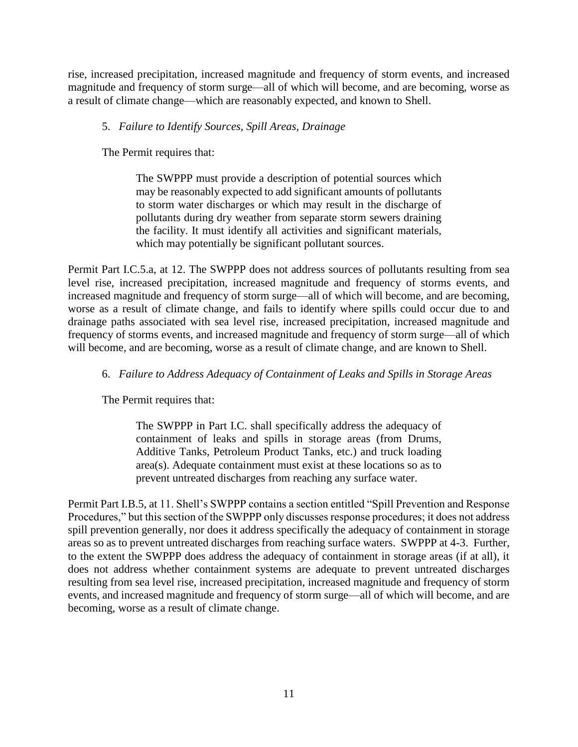rise, increased precipitation, increased magnitude and frequency of storm events, and increased magnitude and frequency of storm surge—all of which will become, and are becoming, worse as a result of climate change—which are reasonably expected, and known to Shell.

5. *Failure to Identify Sources, Spill Areas, Drainage*

The Permit requires that:

> The SWPPP must provide a description of potential sources which may be reasonably expected to add significant amounts of pollutants to storm water discharges or which may result in the discharge of pollutants during dry weather from separate storm sewers draining the facility. It must identify all activities and significant materials, which may potentially be significant pollutant sources.

Permit Part I.C.5.a, at 12. The SWPPP does not address sources of pollutants resulting from sea level rise, increased precipitation, increased magnitude and frequency of storms events, and increased magnitude and frequency of storm surge—all of which will become, and are becoming, worse as a result of climate change, and fails to identify where spills could occur due to and drainage paths associated with sea level rise, increased precipitation, increased magnitude and frequency of storms events, and increased magnitude and frequency of storm surge—all of which will become, and are becoming, worse as a result of climate change, and are known to Shell.

6. *Failure to Address Adequacy of Containment of Leaks and Spills in Storage Areas*

The Permit requires that:

> The SWPPP in Part I.C. shall specifically address the adequacy of containment of leaks and spills in storage areas (from Drums, Additive Tanks, Petroleum Product Tanks, etc.) and truck loading area(s). Adequate containment must exist at these locations so as to prevent untreated discharges from reaching any surface water.

Permit Part I.B.5, at 11. Shell's SWPPP contains a section entitled "Spill Prevention and Response Procedures," but this section of the SWPPP only discusses response procedures; it does not address spill prevention generally, nor does it address specifically the adequacy of containment in storage areas so as to prevent untreated discharges from reaching surface waters. SWPPP at 4-3. Further, to the extent the SWPPP does address the adequacy of containment in storage areas (if at all), it does not address whether containment systems are adequate to prevent untreated discharges resulting from sea level rise, increased precipitation, increased magnitude and frequency of storm events, and increased magnitude and frequency of storm surge—all of which will become, and are becoming, worse as a result of climate change.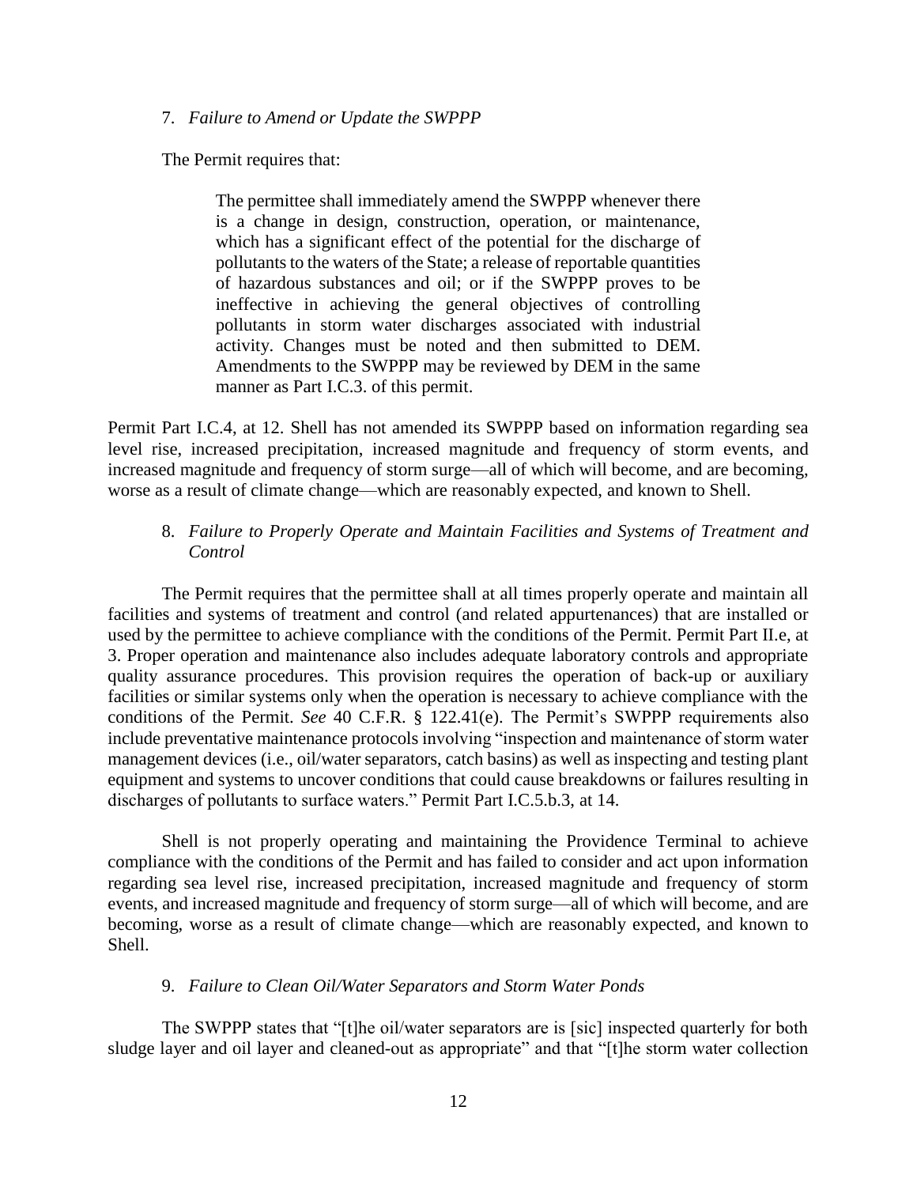7. *Failure to Amend or Update the SWPPP*

The Permit requires that:

> The permittee shall immediately amend the SWPPP whenever there is a change in design, construction, operation, or maintenance, which has a significant effect of the potential for the discharge of pollutants to the waters of the State; a release of reportable quantities of hazardous substances and oil; or if the SWPPP proves to be ineffective in achieving the general objectives of controlling pollutants in storm water discharges associated with industrial activity. Changes must be noted and then submitted to DEM. Amendments to the SWPPP may be reviewed by DEM in the same manner as Part I.C.3. of this permit.

Permit Part I.C.4, at 12. Shell has not amended its SWPPP based on information regarding sea level rise, increased precipitation, increased magnitude and frequency of storm events, and increased magnitude and frequency of storm surge—all of which will become, and are becoming, worse as a result of climate change—which are reasonably expected, and known to Shell.

8. *Failure to Properly Operate and Maintain Facilities and Systems of Treatment and Control*

The Permit requires that the permittee shall at all times properly operate and maintain all facilities and systems of treatment and control (and related appurtenances) that are installed or used by the permittee to achieve compliance with the conditions of the Permit. Permit Part II.e, at 3. Proper operation and maintenance also includes adequate laboratory controls and appropriate quality assurance procedures. This provision requires the operation of back-up or auxiliary facilities or similar systems only when the operation is necessary to achieve compliance with the conditions of the Permit. *See* 40 C.F.R. § 122.41(e). The Permit's SWPPP requirements also include preventative maintenance protocols involving "inspection and maintenance of storm water management devices (i.e., oil/water separators, catch basins) as well as inspecting and testing plant equipment and systems to uncover conditions that could cause breakdowns or failures resulting in discharges of pollutants to surface waters." Permit Part I.C.5.b.3, at 14.

Shell is not properly operating and maintaining the Providence Terminal to achieve compliance with the conditions of the Permit and has failed to consider and act upon information regarding sea level rise, increased precipitation, increased magnitude and frequency of storm events, and increased magnitude and frequency of storm surge—all of which will become, and are becoming, worse as a result of climate change—which are reasonably expected, and known to Shell.

9. *Failure to Clean Oil/Water Separators and Storm Water Ponds*

The SWPPP states that "[t]he oil/water separators are is [sic] inspected quarterly for both sludge layer and oil layer and cleaned-out as appropriate" and that "[t]he storm water collection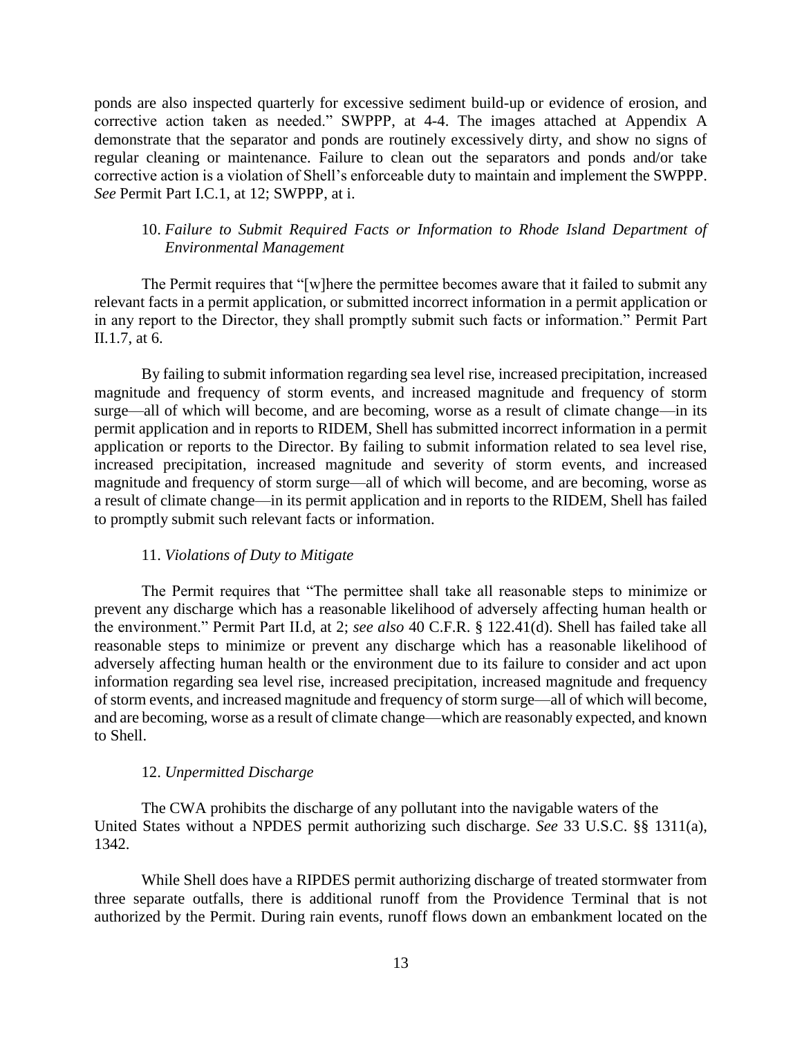ponds are also inspected quarterly for excessive sediment build-up or evidence of erosion, and corrective action taken as needed." SWPPP, at 4-4. The images attached at Appendix A demonstrate that the separator and ponds are routinely excessively dirty, and show no signs of regular cleaning or maintenance. Failure to clean out the separators and ponds and/or take corrective action is a violation of Shell's enforceable duty to maintain and implement the SWPPP. *See* Permit Part I.C.1, at 12; SWPPP, at i.

### 10. *Failure to Submit Required Facts or Information to Rhode Island Department of Environmental Management*

The Permit requires that "[w]here the permittee becomes aware that it failed to submit any relevant facts in a permit application, or submitted incorrect information in a permit application or in any report to the Director, they shall promptly submit such facts or information." Permit Part II.1.7, at 6.

By failing to submit information regarding sea level rise, increased precipitation, increased magnitude and frequency of storm events, and increased magnitude and frequency of storm surge—all of which will become, and are becoming, worse as a result of climate change—in its permit application and in reports to RIDEM, Shell has submitted incorrect information in a permit application or reports to the Director. By failing to submit information related to sea level rise, increased precipitation, increased magnitude and severity of storm events, and increased magnitude and frequency of storm surge—all of which will become, and are becoming, worse as a result of climate change—in its permit application and in reports to the RIDEM, Shell has failed to promptly submit such relevant facts or information.

### 11. *Violations of Duty to Mitigate*

The Permit requires that "The permittee shall take all reasonable steps to minimize or prevent any discharge which has a reasonable likelihood of adversely affecting human health or the environment." Permit Part II.d, at 2; *see also* 40 C.F.R. § 122.41(d). Shell has failed take all reasonable steps to minimize or prevent any discharge which has a reasonable likelihood of adversely affecting human health or the environment due to its failure to consider and act upon information regarding sea level rise, increased precipitation, increased magnitude and frequency of storm events, and increased magnitude and frequency of storm surge—all of which will become, and are becoming, worse as a result of climate change—which are reasonably expected, and known to Shell.

### 12. *Unpermitted Discharge*

The CWA prohibits the discharge of any pollutant into the navigable waters of the United States without a NPDES permit authorizing such discharge. *See* 33 U.S.C. §§ 1311(a), 1342.

While Shell does have a RIPDES permit authorizing discharge of treated stormwater from three separate outfalls, there is additional runoff from the Providence Terminal that is not authorized by the Permit. During rain events, runoff flows down an embankment located on the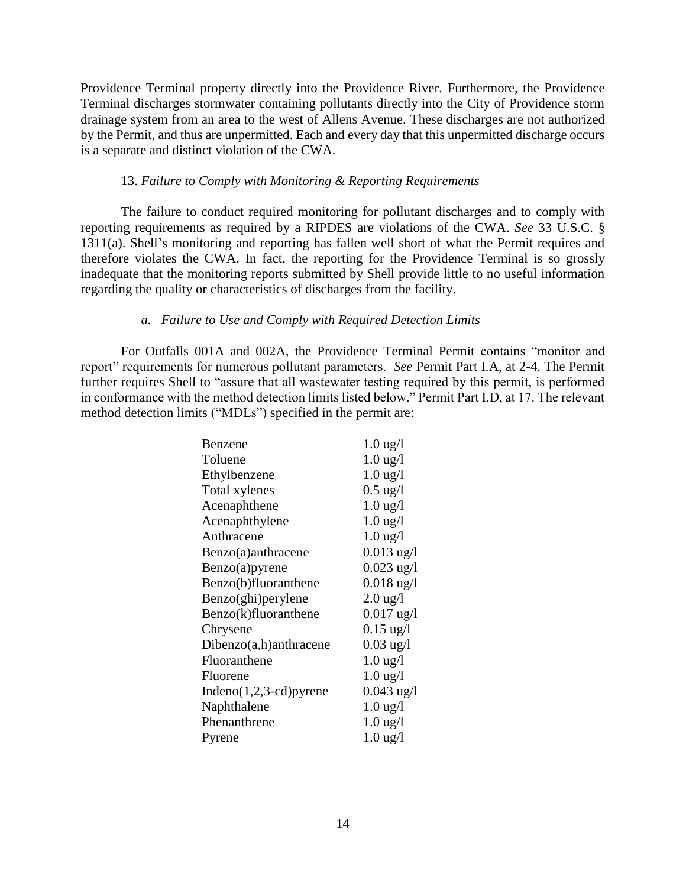Providence Terminal property directly into the Providence River. Furthermore, the Providence Terminal discharges stormwater containing pollutants directly into the City of Providence storm drainage system from an area to the west of Allens Avenue. These discharges are not authorized by the Permit, and thus are unpermitted. Each and every day that this unpermitted discharge occurs is a separate and distinct violation of the CWA.

### 13. *Failure to Comply with Monitoring & Reporting Requirements*

The failure to conduct required monitoring for pollutant discharges and to comply with reporting requirements as required by a RIPDES are violations of the CWA. *See* 33 U.S.C. § 1311(a). Shell's monitoring and reporting has fallen well short of what the Permit requires and therefore violates the CWA. In fact, the reporting for the Providence Terminal is so grossly inadequate that the monitoring reports submitted by Shell provide little to no useful information regarding the quality or characteristics of discharges from the facility.

#### *a. Failure to Use and Comply with Required Detection Limits*

For Outfalls 001A and 002A, the Providence Terminal Permit contains "monitor and report" requirements for numerous pollutant parameters. *See* Permit Part I.A, at 2-4. The Permit further requires Shell to "assure that all wastewater testing required by this permit, is performed in conformance with the method detection limits listed below." Permit Part I.D, at 17. The relevant method detection limits ("MDLs") specified in the permit are:

| | |
|---|---|
| Benzene | 1.0 ug/l |
| Toluene | 1.0 ug/l |
| Ethylbenzene | 1.0 ug/l |
| Total xylenes | 0.5 ug/l |
| Acenaphthene | 1.0 ug/l |
| Acenaphthylene | 1.0 ug/l |
| Anthracene | 1.0 ug/l |
| Benzo(a)anthracene | 0.013 ug/l |
| Benzo(a)pyrene | 0.023 ug/l |
| Benzo(b)fluoranthene | 0.018 ug/l |
| Benzo(ghi)perylene | 2.0 ug/l |
| Benzo(k)fluoranthene | 0.017 ug/l |
| Chrysene | 0.15 ug/l |
| Dibenzo(a,h)anthracene | 0.03 ug/l |
| Fluoranthene | 1.0 ug/l |
| Fluorene | 1.0 ug/l |
| Indeno(1,2,3-cd)pyrene | 0.043 ug/l |
| Naphthalene | 1.0 ug/l |
| Phenanthrene | 1.0 ug/l |
| Pyrene | 1.0 ug/l |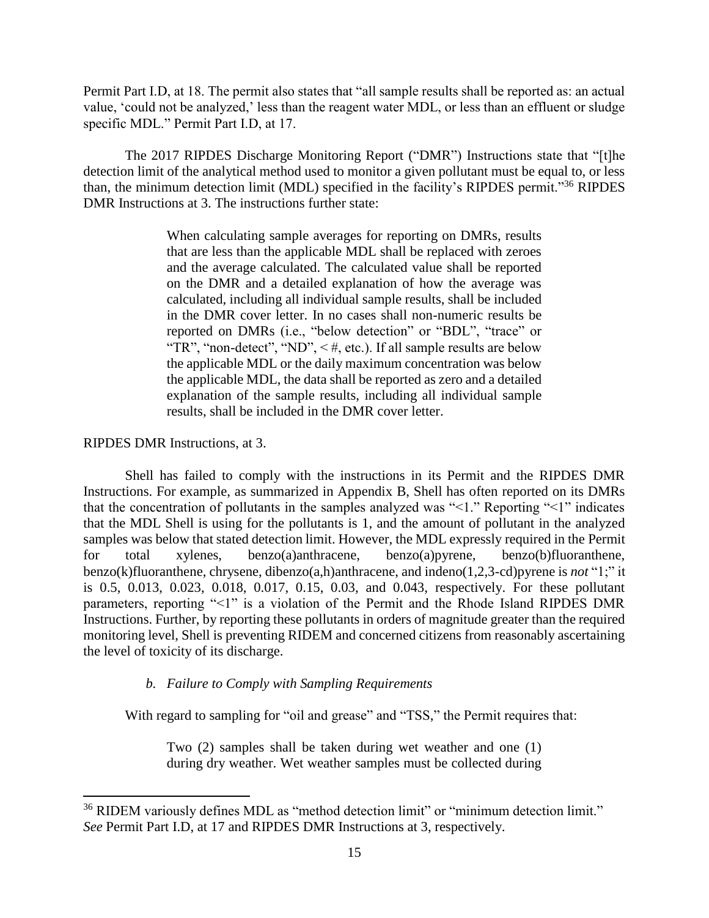Permit Part I.D, at 18. The permit also states that "all sample results shall be reported as: an actual value, 'could not be analyzed,' less than the reagent water MDL, or less than an effluent or sludge specific MDL." Permit Part I.D, at 17.

The 2017 RIPDES Discharge Monitoring Report ("DMR") Instructions state that "[t]he detection limit of the analytical method used to monitor a given pollutant must be equal to, or less than, the minimum detection limit (MDL) specified in the facility's RIPDES permit."[36] RIPDES DMR Instructions at 3. The instructions further state:

> When calculating sample averages for reporting on DMRs, results that are less than the applicable MDL shall be replaced with zeroes and the average calculated. The calculated value shall be reported on the DMR and a detailed explanation of how the average was calculated, including all individual sample results, shall be included in the DMR cover letter. In no cases shall non-numeric results be reported on DMRs (i.e., "below detection" or "BDL", "trace" or "TR", "non-detect", "ND", < #, etc.). If all sample results are below the applicable MDL or the daily maximum concentration was below the applicable MDL, the data shall be reported as zero and a detailed explanation of the sample results, including all individual sample results, shall be included in the DMR cover letter.

RIPDES DMR Instructions, at 3.

Shell has failed to comply with the instructions in its Permit and the RIPDES DMR Instructions. For example, as summarized in Appendix B, Shell has often reported on its DMRs that the concentration of pollutants in the samples analyzed was "<1." Reporting "<1" indicates that the MDL Shell is using for the pollutants is 1, and the amount of pollutant in the analyzed samples was below that stated detection limit. However, the MDL expressly required in the Permit for total xylenes, benzo(a)anthracene, benzo(a)pyrene, benzo(b)fluoranthene, benzo(k)fluoranthene, chrysene, dibenzo(a,h)anthracene, and indeno(1,2,3-cd)pyrene is *not* "1;" it is 0.5, 0.013, 0.023, 0.018, 0.017, 0.15, 0.03, and 0.043, respectively. For these pollutant parameters, reporting "<1" is a violation of the Permit and the Rhode Island RIPDES DMR Instructions. Further, by reporting these pollutants in orders of magnitude greater than the required monitoring level, Shell is preventing RIDEM and concerned citizens from reasonably ascertaining the level of toxicity of its discharge.

*b. Failure to Comply with Sampling Requirements*

With regard to sampling for "oil and grease" and "TSS," the Permit requires that:

> Two (2) samples shall be taken during wet weather and one (1) during dry weather. Wet weather samples must be collected during

[36] RIDEM variously defines MDL as "method detection limit" or "minimum detection limit." *See* Permit Part I.D, at 17 and RIPDES DMR Instructions at 3, respectively.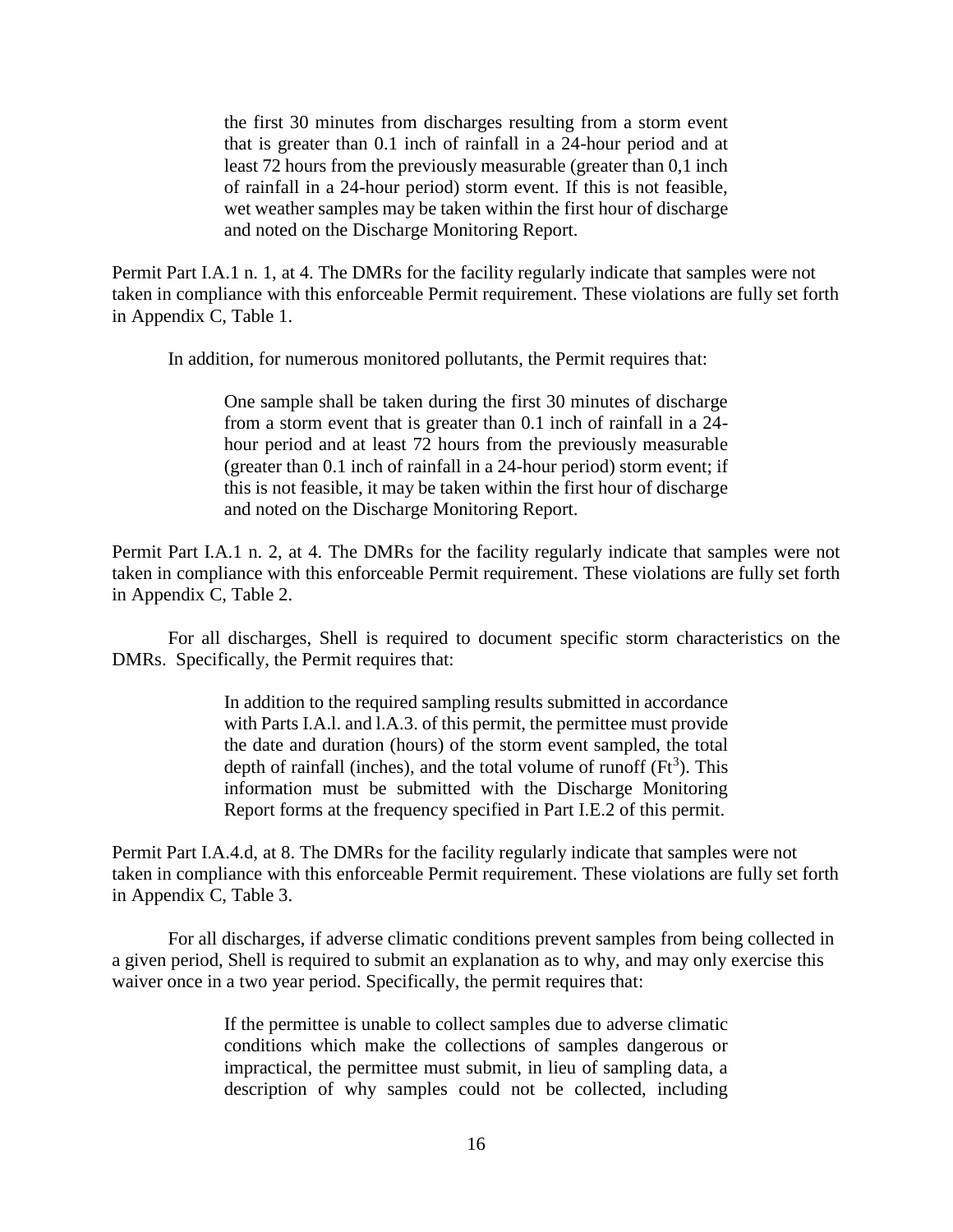> the first 30 minutes from discharges resulting from a storm event that is greater than 0.1 inch of rainfall in a 24-hour period and at least 72 hours from the previously measurable (greater than 0,1 inch of rainfall in a 24-hour period) storm event. If this is not feasible, wet weather samples may be taken within the first hour of discharge and noted on the Discharge Monitoring Report.

Permit Part I.A.1 n. 1, at 4. The DMRs for the facility regularly indicate that samples were not taken in compliance with this enforceable Permit requirement. These violations are fully set forth in Appendix C, Table 1.

In addition, for numerous monitored pollutants, the Permit requires that:

> One sample shall be taken during the first 30 minutes of discharge from a storm event that is greater than 0.1 inch of rainfall in a 24-hour period and at least 72 hours from the previously measurable (greater than 0.1 inch of rainfall in a 24-hour period) storm event; if this is not feasible, it may be taken within the first hour of discharge and noted on the Discharge Monitoring Report.

Permit Part I.A.1 n. 2, at 4. The DMRs for the facility regularly indicate that samples were not taken in compliance with this enforceable Permit requirement. These violations are fully set forth in Appendix C, Table 2.

For all discharges, Shell is required to document specific storm characteristics on the DMRs. Specifically, the Permit requires that:

> In addition to the required sampling results submitted in accordance with Parts I.A.l. and l.A.3. of this permit, the permittee must provide the date and duration (hours) of the storm event sampled, the total depth of rainfall (inches), and the total volume of runoff ($Ft^3$). This information must be submitted with the Discharge Monitoring Report forms at the frequency specified in Part I.E.2 of this permit.

Permit Part I.A.4.d, at 8. The DMRs for the facility regularly indicate that samples were not taken in compliance with this enforceable Permit requirement. These violations are fully set forth in Appendix C, Table 3.

For all discharges, if adverse climatic conditions prevent samples from being collected in a given period, Shell is required to submit an explanation as to why, and may only exercise this waiver once in a two year period. Specifically, the permit requires that:

> If the permittee is unable to collect samples due to adverse climatic conditions which make the collections of samples dangerous or impractical, the permittee must submit, in lieu of sampling data, a description of why samples could not be collected, including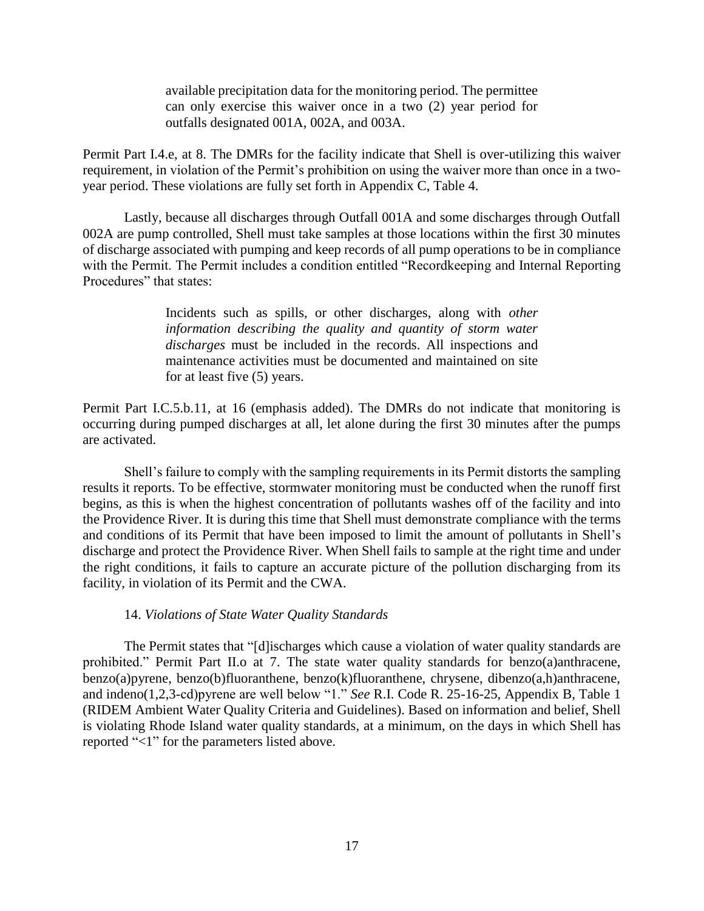> available precipitation data for the monitoring period. The permittee can only exercise this waiver once in a two (2) year period for outfalls designated 001A, 002A, and 003A.

Permit Part I.4.e, at 8. The DMRs for the facility indicate that Shell is over-utilizing this waiver requirement, in violation of the Permit's prohibition on using the waiver more than once in a two-year period. These violations are fully set forth in Appendix C, Table 4.

Lastly, because all discharges through Outfall 001A and some discharges through Outfall 002A are pump controlled, Shell must take samples at those locations within the first 30 minutes of discharge associated with pumping and keep records of all pump operations to be in compliance with the Permit. The Permit includes a condition entitled "Recordkeeping and Internal Reporting Procedures" that states:

> Incidents such as spills, or other discharges, along with *other information describing the quality and quantity of storm water discharges* must be included in the records. All inspections and maintenance activities must be documented and maintained on site for at least five (5) years.

Permit Part I.C.5.b.11, at 16 (emphasis added). The DMRs do not indicate that monitoring is occurring during pumped discharges at all, let alone during the first 30 minutes after the pumps are activated.

Shell's failure to comply with the sampling requirements in its Permit distorts the sampling results it reports. To be effective, stormwater monitoring must be conducted when the runoff first begins, as this is when the highest concentration of pollutants washes off of the facility and into the Providence River. It is during this time that Shell must demonstrate compliance with the terms and conditions of its Permit that have been imposed to limit the amount of pollutants in Shell's discharge and protect the Providence River. When Shell fails to sample at the right time and under the right conditions, it fails to capture an accurate picture of the pollution discharging from its facility, in violation of its Permit and the CWA.

### 14. *Violations of State Water Quality Standards*

The Permit states that "[d]ischarges which cause a violation of water quality standards are prohibited." Permit Part II.o at 7. The state water quality standards for benzo(a)anthracene, benzo(a)pyrene, benzo(b)fluoranthene, benzo(k)fluoranthene, chrysene, dibenzo(a,h)anthracene, and indeno(1,2,3-cd)pyrene are well below "1." *See* R.I. Code R. 25-16-25, Appendix B, Table 1 (RIDEM Ambient Water Quality Criteria and Guidelines). Based on information and belief, Shell is violating Rhode Island water quality standards, at a minimum, on the days in which Shell has reported "<1" for the parameters listed above.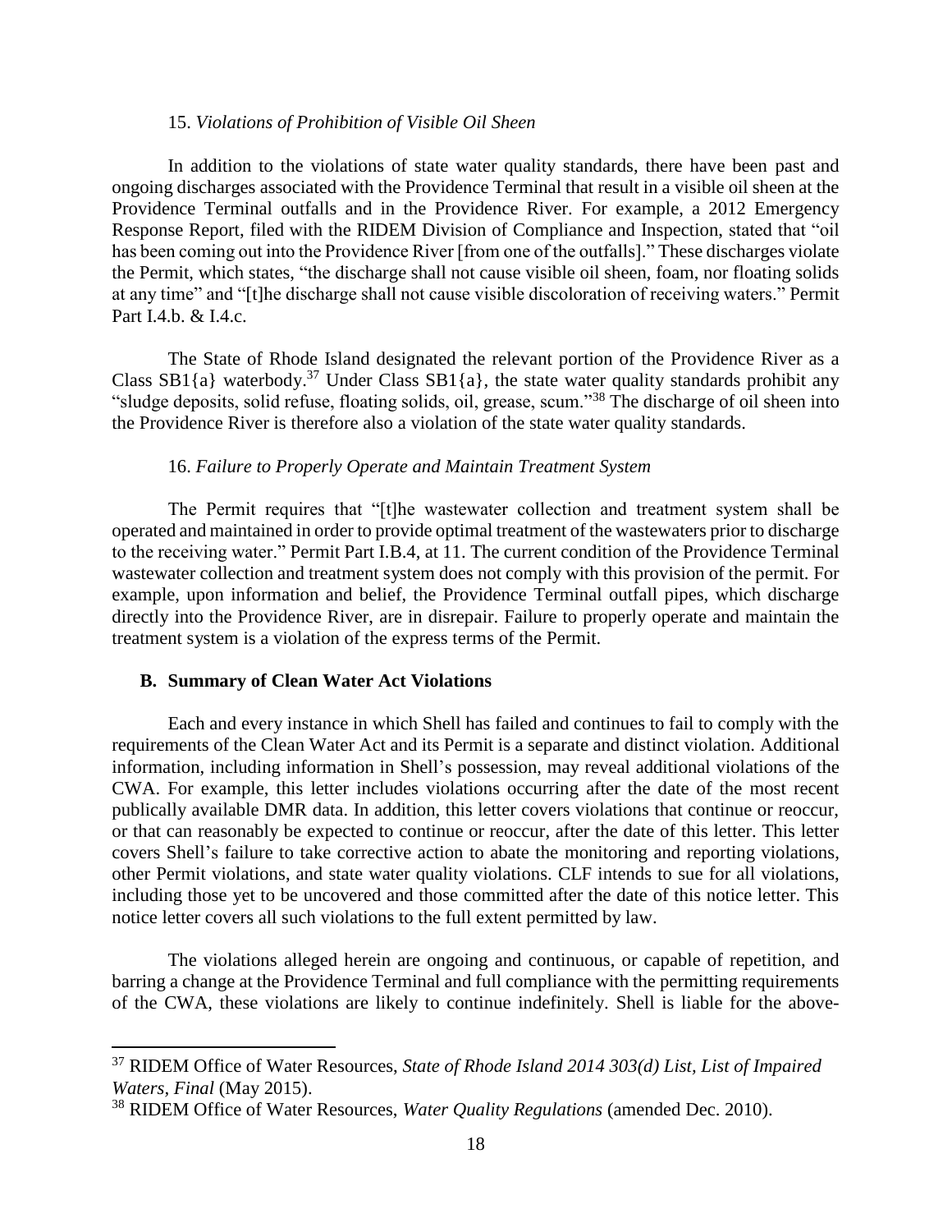### 15. *Violations of Prohibition of Visible Oil Sheen*

In addition to the violations of state water quality standards, there have been past and ongoing discharges associated with the Providence Terminal that result in a visible oil sheen at the Providence Terminal outfalls and in the Providence River. For example, a 2012 Emergency Response Report, filed with the RIDEM Division of Compliance and Inspection, stated that "oil has been coming out into the Providence River [from one of the outfalls]." These discharges violate the Permit, which states, "the discharge shall not cause visible oil sheen, foam, nor floating solids at any time" and "[t]he discharge shall not cause visible discoloration of receiving waters." Permit Part I.4.b. & I.4.c.

The State of Rhode Island designated the relevant portion of the Providence River as a Class SB1{a} waterbody.[37] Under Class SB1{a}, the state water quality standards prohibit any "sludge deposits, solid refuse, floating solids, oil, grease, scum."[38] The discharge of oil sheen into the Providence River is therefore also a violation of the state water quality standards.

### 16. *Failure to Properly Operate and Maintain Treatment System*

The Permit requires that "[t]he wastewater collection and treatment system shall be operated and maintained in order to provide optimal treatment of the wastewaters prior to discharge to the receiving water." Permit Part I.B.4, at 11. The current condition of the Providence Terminal wastewater collection and treatment system does not comply with this provision of the permit. For example, upon information and belief, the Providence Terminal outfall pipes, which discharge directly into the Providence River, are in disrepair. Failure to properly operate and maintain the treatment system is a violation of the express terms of the Permit.

## B. Summary of Clean Water Act Violations

Each and every instance in which Shell has failed and continues to fail to comply with the requirements of the Clean Water Act and its Permit is a separate and distinct violation. Additional information, including information in Shell's possession, may reveal additional violations of the CWA. For example, this letter includes violations occurring after the date of the most recent publically available DMR data. In addition, this letter covers violations that continue or reoccur, or that can reasonably be expected to continue or reoccur, after the date of this letter. This letter covers Shell's failure to take corrective action to abate the monitoring and reporting violations, other Permit violations, and state water quality violations. CLF intends to sue for all violations, including those yet to be uncovered and those committed after the date of this notice letter. This notice letter covers all such violations to the full extent permitted by law.

The violations alleged herein are ongoing and continuous, or capable of repetition, and barring a change at the Providence Terminal and full compliance with the permitting requirements of the CWA, these violations are likely to continue indefinitely. Shell is liable for the above-

---

[37] RIDEM Office of Water Resources, *State of Rhode Island 2014 303(d) List, List of Impaired Waters, Final* (May 2015).

[38] RIDEM Office of Water Resources, *Water Quality Regulations* (amended Dec. 2010).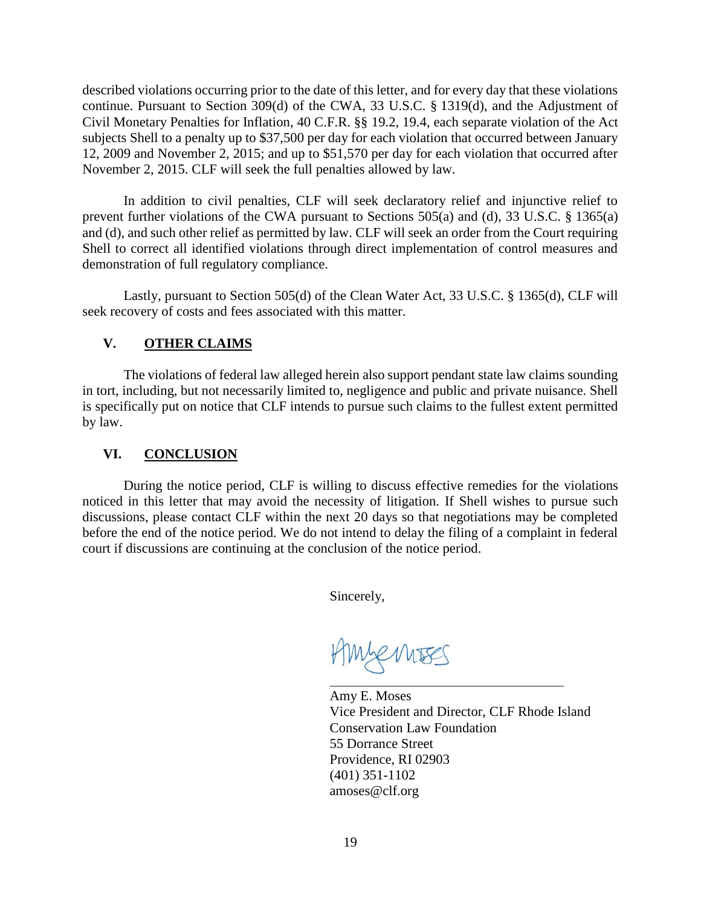described violations occurring prior to the date of this letter, and for every day that these violations continue. Pursuant to Section 309(d) of the CWA, 33 U.S.C. § 1319(d), and the Adjustment of Civil Monetary Penalties for Inflation, 40 C.F.R. §§ 19.2, 19.4, each separate violation of the Act subjects Shell to a penalty up to $37,500 per day for each violation that occurred between January 12, 2009 and November 2, 2015; and up to $51,570 per day for each violation that occurred after November 2, 2015. CLF will seek the full penalties allowed by law.

In addition to civil penalties, CLF will seek declaratory relief and injunctive relief to prevent further violations of the CWA pursuant to Sections 505(a) and (d), 33 U.S.C. § 1365(a) and (d), and such other relief as permitted by law. CLF will seek an order from the Court requiring Shell to correct all identified violations through direct implementation of control measures and demonstration of full regulatory compliance.

Lastly, pursuant to Section 505(d) of the Clean Water Act, 33 U.S.C. § 1365(d), CLF will seek recovery of costs and fees associated with this matter.

## V. OTHER CLAIMS

The violations of federal law alleged herein also support pendant state law claims sounding in tort, including, but not necessarily limited to, negligence and public and private nuisance. Shell is specifically put on notice that CLF intends to pursue such claims to the fullest extent permitted by law.

## VI. CONCLUSION

During the notice period, CLF is willing to discuss effective remedies for the violations noticed in this letter that may avoid the necessity of litigation. If Shell wishes to pursue such discussions, please contact CLF within the next 20 days so that negotiations may be completed before the end of the notice period. We do not intend to delay the filing of a complaint in federal court if discussions are continuing at the conclusion of the notice period.

Sincerely,

Amy E. Moses
Vice President and Director, CLF Rhode Island
Conservation Law Foundation
55 Dorrance Street
Providence, RI 02903
(401) 351-1102
amoses@clf.org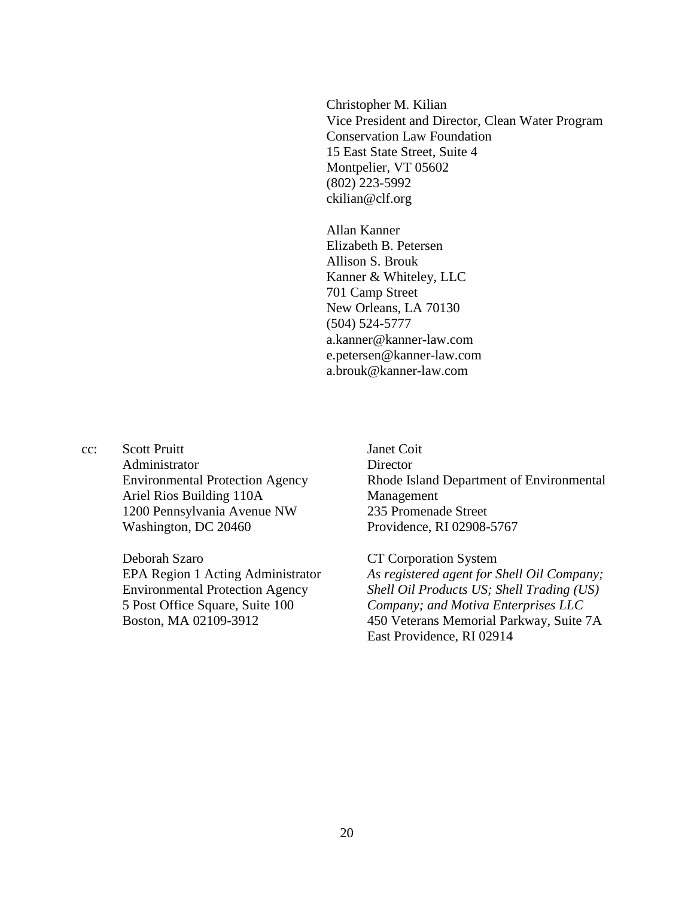Christopher M. Kilian
Vice President and Director, Clean Water Program
Conservation Law Foundation
15 East State Street, Suite 4
Montpelier, VT 05602
(802) 223-5992
ckilian@clf.org

Allan Kanner
Elizabeth B. Petersen
Allison S. Brouk
Kanner & Whiteley, LLC
701 Camp Street
New Orleans, LA 70130
(504) 524-5777
a.kanner@kanner-law.com
e.petersen@kanner-law.com
a.brouk@kanner-law.com

cc:

Scott Pruitt
Administrator
Environmental Protection Agency
Ariel Rios Building 110A
1200 Pennsylvania Avenue NW
Washington, DC 20460

Deborah Szaro
EPA Region 1 Acting Administrator
Environmental Protection Agency
5 Post Office Square, Suite 100
Boston, MA 02109-3912

Janet Coit
Director
Rhode Island Department of Environmental Management
235 Promenade Street
Providence, RI 02908-5767

CT Corporation System
*As registered agent for Shell Oil Company; Shell Oil Products US; Shell Trading (US) Company; and Motiva Enterprises LLC*
450 Veterans Memorial Parkway, Suite 7A
East Providence, RI 02914